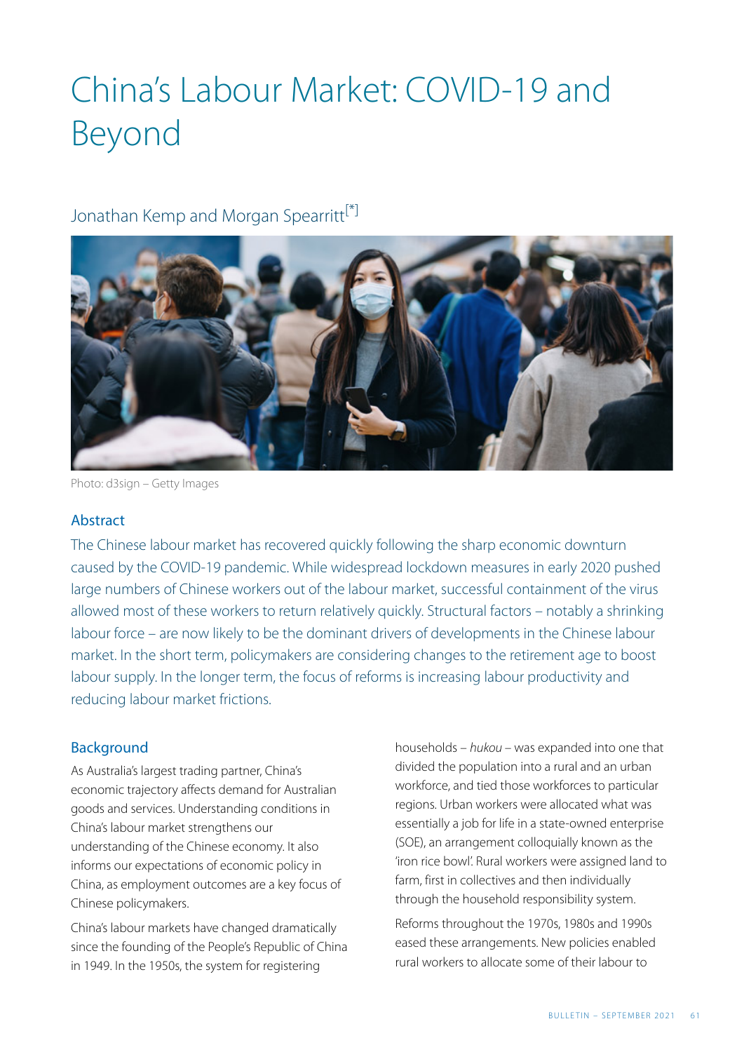# China's Labour Market: COVID-19 and Beyond

Jonathan Kemp and Morgan Spearritt[*]

Photo: d3sign – Getty Images

## Abstract

The Chinese labour market has recovered quickly following the sharp economic downturn caused by the COVID-19 pandemic. While widespread lockdown measures in early 2020 pushed large numbers of Chinese workers out of the labour market, successful containment of the virus allowed most of these workers to return relatively quickly. Structural factors – notably a shrinking labour force – are now likely to be the dominant drivers of developments in the Chinese labour market. In the short term, policymakers are considering changes to the retirement age to boost labour supply. In the longer term, the focus of reforms is increasing labour productivity and reducing labour market frictions.

## Background

As Australia's largest trading partner, China's economic trajectory affects demand for Australian goods and services. Understanding conditions in China's labour market strengthens our understanding of the Chinese economy. It also informs our expectations of economic policy in China, as employment outcomes are a key focus of Chinese policymakers.

China's labour markets have changed dramatically since the founding of the People's Republic of China in 1949. In the 1950s, the system for registering households – *hukou* – was expanded into one that divided the population into a rural and an urban workforce, and tied those workforces to particular regions. Urban workers were allocated what was essentially a job for life in a state-owned enterprise (SOE), an arrangement colloquially known as the 'iron rice bowl'. Rural workers were assigned land to farm, first in collectives and then individually through the household responsibility system.

Reforms throughout the 1970s, 1980s and 1990s eased these arrangements. New policies enabled rural workers to allocate some of their labour to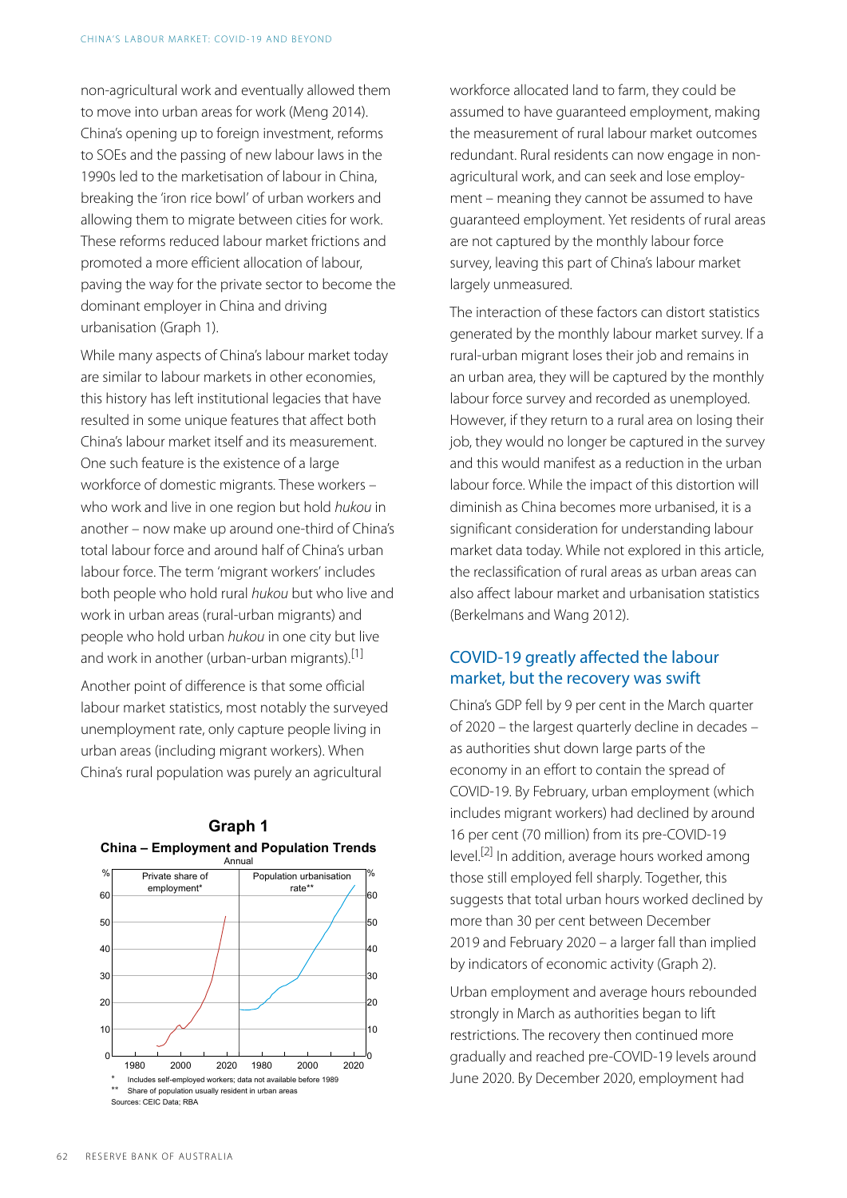non-agricultural work and eventually allowed them to move into urban areas for work (Meng 2014). China's opening up to foreign investment, reforms to SOEs and the passing of new labour laws in the 1990s led to the marketisation of labour in China, breaking the 'iron rice bowl' of urban workers and allowing them to migrate between cities for work. These reforms reduced labour market frictions and promoted a more efficient allocation of labour, paving the way for the private sector to become the dominant employer in China and driving urbanisation (Graph 1).

While many aspects of China's labour market today are similar to labour markets in other economies, this history has left institutional legacies that have resulted in some unique features that affect both China's labour market itself and its measurement. One such feature is the existence of a large workforce of domestic migrants. These workers – who work and live in one region but hold *hukou* in another – now make up around one-third of China's total labour force and around half of China's urban labour force. The term 'migrant workers' includes both people who hold rural *hukou* but who live and work in urban areas (rural-urban migrants) and people who hold urban *hukou* in one city but live and work in another (urban-urban migrants).[1]

Another point of difference is that some official labour market statistics, most notably the surveyed unemployment rate, only capture people living in urban areas (including migrant workers). When China's rural population was purely an agricultural workforce allocated land to farm, they could be assumed to have guaranteed employment, making the measurement of rural labour market outcomes redundant. Rural residents can now engage in non-agricultural work, and can seek and lose employment – meaning they cannot be assumed to have guaranteed employment. Yet residents of rural areas are not captured by the monthly labour force survey, leaving this part of China's labour market largely unmeasured.

The interaction of these factors can distort statistics generated by the monthly labour market survey. If a rural-urban migrant loses their job and remains in an urban area, they will be captured by the monthly labour force survey and recorded as unemployed. However, if they return to a rural area on losing their job, they would no longer be captured in the survey and this would manifest as a reduction in the urban labour force. While the impact of this distortion will diminish as China becomes more urbanised, it is a significant consideration for understanding labour market data today. While not explored in this article, the reclassification of rural areas as urban areas can also affect labour market and urbanisation statistics (Berkelmans and Wang 2012).

**Graph 1**
**China – Employment and Population Trends**
Annual

Panels: Private share of employment* (%); Population urbanisation rate** (%)

\* Includes self-employed workers; data not available before 1989
\*\* Share of population usually resident in urban areas
Sources: CEIC Data; RBA

## COVID-19 greatly affected the labour market, but the recovery was swift

China's GDP fell by 9 per cent in the March quarter of 2020 – the largest quarterly decline in decades – as authorities shut down large parts of the economy in an effort to contain the spread of COVID-19. By February, urban employment (which includes migrant workers) had declined by around 16 per cent (70 million) from its pre-COVID-19 level.[2] In addition, average hours worked among those still employed fell sharply. Together, this suggests that total urban hours worked declined by more than 30 per cent between December 2019 and February 2020 – a larger fall than implied by indicators of economic activity (Graph 2).

Urban employment and average hours rebounded strongly in March as authorities began to lift restrictions. The recovery then continued more gradually and reached pre-COVID-19 levels around June 2020. By December 2020, employment had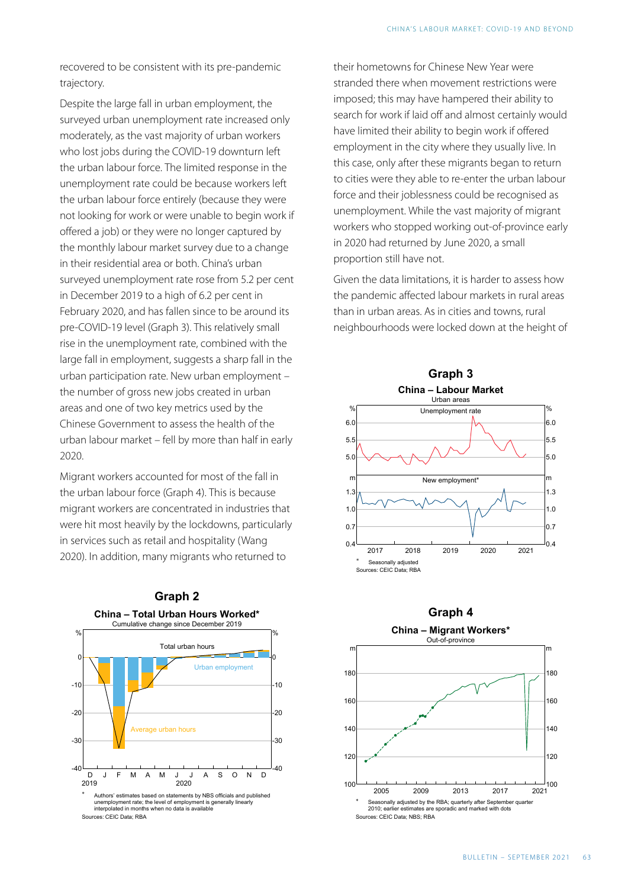recovered to be consistent with its pre-pandemic trajectory.

Despite the large fall in urban employment, the surveyed urban unemployment rate increased only moderately, as the vast majority of urban workers who lost jobs during the COVID-19 downturn left the urban labour force. The limited response in the unemployment rate could be because workers left the urban labour force entirely (because they were not looking for work or were unable to begin work if offered a job) or they were no longer captured by the monthly labour market survey due to a change in their residential area or both. China's urban surveyed unemployment rate rose from 5.2 per cent in December 2019 to a high of 6.2 per cent in February 2020, and has fallen since to be around its pre-COVID-19 level (Graph 3). This relatively small rise in the unemployment rate, combined with the large fall in employment, suggests a sharp fall in the urban participation rate. New urban employment – the number of gross new jobs created in urban areas and one of two key metrics used by the Chinese Government to assess the health of the urban labour market – fell by more than half in early 2020.

Migrant workers accounted for most of the fall in the urban labour force (Graph 4). This is because migrant workers are concentrated in industries that were hit most heavily by the lockdowns, particularly in services such as retail and hospitality (Wang 2020). In addition, many migrants who returned to their hometowns for Chinese New Year were stranded there when movement restrictions were imposed; this may have hampered their ability to search for work if laid off and almost certainly would have limited their ability to begin work if offered employment in the city where they usually live. In this case, only after these migrants began to return to cities were they able to re-enter the urban labour force and their joblessness could be recognised as unemployment. While the vast majority of migrant workers who stopped working out-of-province early in 2020 had returned by June 2020, a small proportion still have not.

Given the data limitations, it is harder to assess how the pandemic affected labour markets in rural areas than in urban areas. As in cities and towns, rural neighbourhoods were locked down at the height of

**Graph 2**

**China – Total Urban Hours Worked***

Cumulative change since December 2019

\* Authors' estimates based on statements by NBS officials and published unemployment rate; the level of employment is generally linearly interpolated in months when no data is available

Sources: CEIC Data; RBA

**Graph 3**

**China – Labour Market**

Urban areas

\* Seasonally adjusted

Sources: CEIC Data; RBA

**Graph 4**

**China – Migrant Workers***

Out-of-province

\* Seasonally adjusted by the RBA; quarterly after September quarter 2010; earlier estimates are sporadic and marked with dots

Sources: CEIC Data; NBS; RBA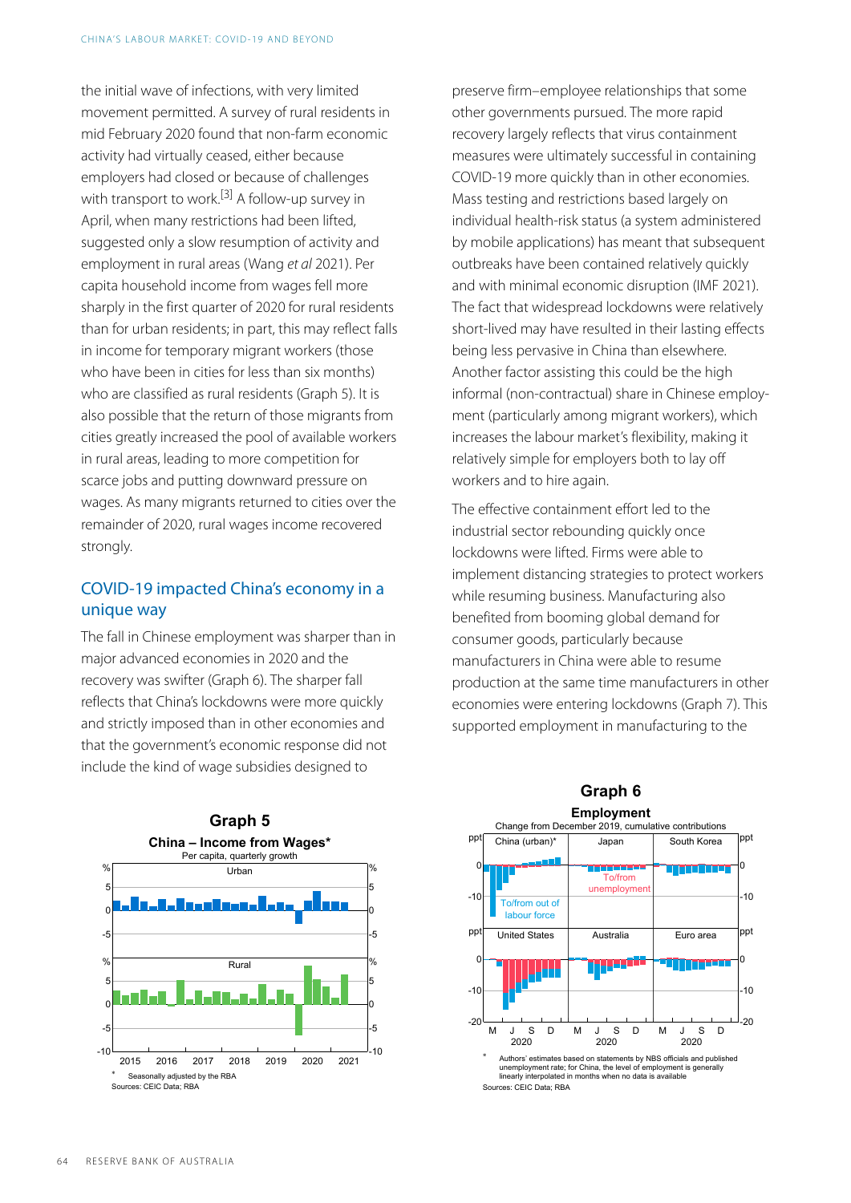the initial wave of infections, with very limited movement permitted. A survey of rural residents in mid February 2020 found that non-farm economic activity had virtually ceased, either because employers had closed or because of challenges with transport to work.[3] A follow-up survey in April, when many restrictions had been lifted, suggested only a slow resumption of activity and employment in rural areas (Wang *et al* 2021). Per capita household income from wages fell more sharply in the first quarter of 2020 for rural residents than for urban residents; in part, this may reflect falls in income for temporary migrant workers (those who have been in cities for less than six months) who are classified as rural residents (Graph 5). It is also possible that the return of those migrants from cities greatly increased the pool of available workers in rural areas, leading to more competition for scarce jobs and putting downward pressure on wages. As many migrants returned to cities over the remainder of 2020, rural wages income recovered strongly.

## COVID-19 impacted China's economy in a unique way

The fall in Chinese employment was sharper than in major advanced economies in 2020 and the recovery was swifter (Graph 6). The sharper fall reflects that China's lockdowns were more quickly and strictly imposed than in other economies and that the government's economic response did not include the kind of wage subsidies designed to preserve firm–employee relationships that some other governments pursued. The more rapid recovery largely reflects that virus containment measures were ultimately successful in containing COVID-19 more quickly than in other economies. Mass testing and restrictions based largely on individual health-risk status (a system administered by mobile applications) has meant that subsequent outbreaks have been contained relatively quickly and with minimal economic disruption (IMF 2021). The fact that widespread lockdowns were relatively short-lived may have resulted in their lasting effects being less pervasive in China than elsewhere. Another factor assisting this could be the high informal (non-contractual) share in Chinese employment (particularly among migrant workers), which increases the labour market's flexibility, making it relatively simple for employers both to lay off workers and to hire again.

The effective containment effort led to the industrial sector rebounding quickly once lockdowns were lifted. Firms were able to implement distancing strategies to protect workers while resuming business. Manufacturing also benefited from booming global demand for consumer goods, particularly because manufacturers in China were able to resume production at the same time manufacturers in other economies were entering lockdowns (Graph 7). This supported employment in manufacturing to the

**Graph 5**

**China – Income from Wages***

Per capita, quarterly growth

\* Seasonally adjusted by the RBA

Sources: CEIC Data; RBA

**Graph 6**

**Employment**

Change from December 2019, cumulative contributions

\* Authors' estimates based on statements by NBS officials and published unemployment rate; for China, the level of employment is generally linearly interpolated in months when no data is available

Sources: CEIC Data; RBA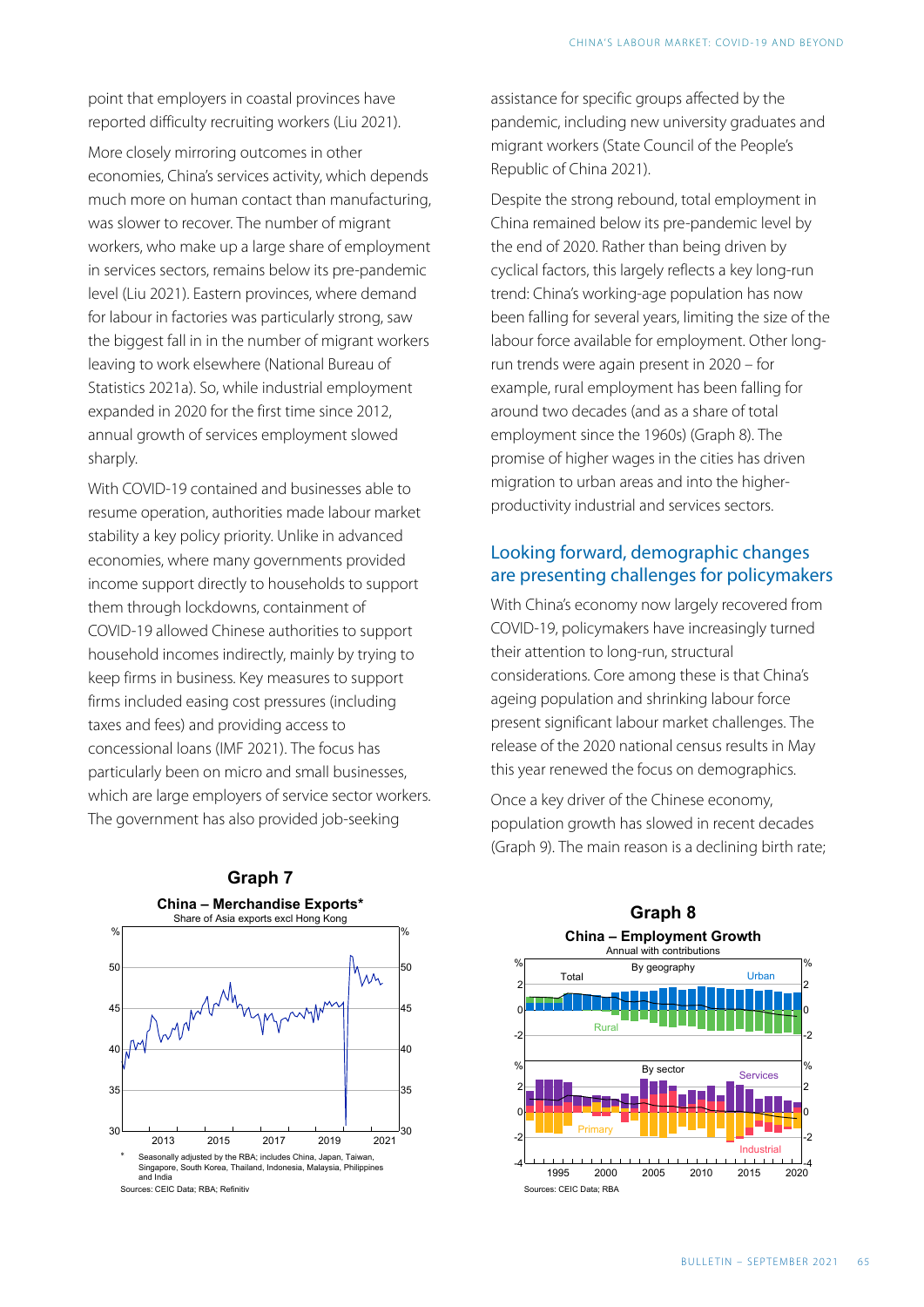point that employers in coastal provinces have reported difficulty recruiting workers (Liu 2021).

More closely mirroring outcomes in other economies, China's services activity, which depends much more on human contact than manufacturing, was slower to recover. The number of migrant workers, who make up a large share of employment in services sectors, remains below its pre-pandemic level (Liu 2021). Eastern provinces, where demand for labour in factories was particularly strong, saw the biggest fall in the number of migrant workers leaving to work elsewhere (National Bureau of Statistics 2021a). So, while industrial employment expanded in 2020 for the first time since 2012, annual growth of services employment slowed sharply.

With COVID-19 contained and businesses able to resume operation, authorities made labour market stability a key policy priority. Unlike in advanced economies, where many governments provided income support directly to households to support them through lockdowns, containment of COVID-19 allowed Chinese authorities to support household incomes indirectly, mainly by trying to keep firms in business. Key measures to support firms included easing cost pressures (including taxes and fees) and providing access to concessional loans (IMF 2021). The focus has particularly been on micro and small businesses, which are large employers of service sector workers. The government has also provided job-seeking assistance for specific groups affected by the pandemic, including new university graduates and migrant workers (State Council of the People's Republic of China 2021).

**Graph 7**

**China – Merchandise Exports***
Share of Asia exports excl Hong Kong

\* Seasonally adjusted by the RBA; includes China, Japan, Taiwan, Singapore, South Korea, Thailand, Indonesia, Malaysia, Philippines and India

Sources: CEIC Data; RBA; Refinitiv

Despite the strong rebound, total employment in China remained below its pre-pandemic level by the end of 2020. Rather than being driven by cyclical factors, this largely reflects a key long-run trend: China's working-age population has now been falling for several years, limiting the size of the labour force available for employment. Other long-run trends were again present in 2020 – for example, rural employment has been falling for around two decades (and as a share of total employment since the 1960s) (Graph 8). The promise of higher wages in the cities has driven migration to urban areas and into the higher-productivity industrial and services sectors.

## Looking forward, demographic changes are presenting challenges for policymakers

With China's economy now largely recovered from COVID-19, policymakers have increasingly turned their attention to long-run, structural considerations. Core among these is that China's ageing population and shrinking labour force present significant labour market challenges. The release of the 2020 national census results in May this year renewed the focus on demographics.

Once a key driver of the Chinese economy, population growth has slowed in recent decades (Graph 9). The main reason is a declining birth rate;

**Graph 8**

**China – Employment Growth**
Annual with contributions

Sources: CEIC Data; RBA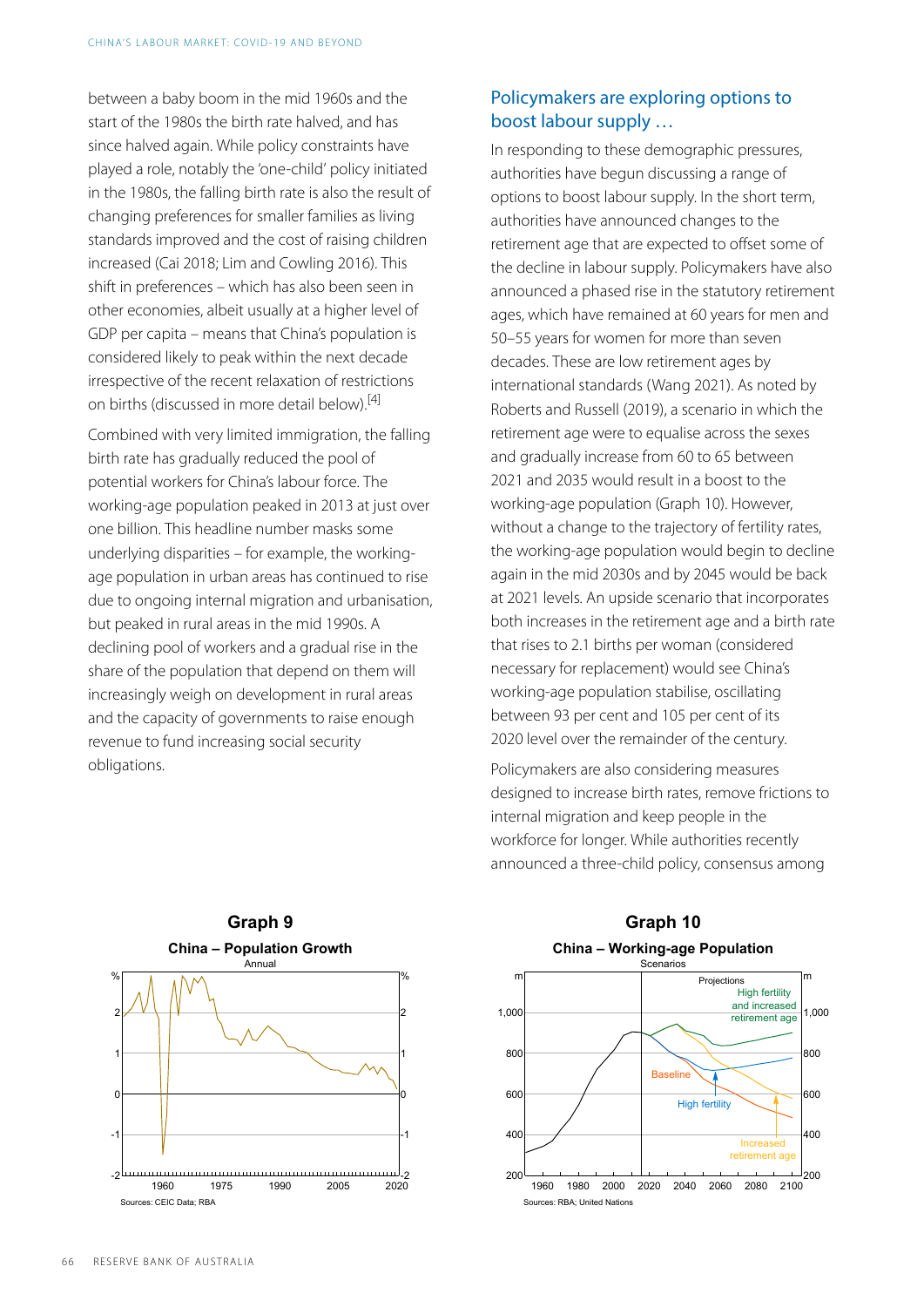between a baby boom in the mid 1960s and the start of the 1980s the birth rate halved, and has since halved again. While policy constraints have played a role, notably the 'one-child' policy initiated in the 1980s, the falling birth rate is also the result of changing preferences for smaller families as living standards improved and the cost of raising children increased (Cai 2018; Lim and Cowling 2016). This shift in preferences – which has also been seen in other economies, albeit usually at a higher level of GDP per capita – means that China's population is considered likely to peak within the next decade irrespective of the recent relaxation of restrictions on births (discussed in more detail below).[4]

Combined with very limited immigration, the falling birth rate has gradually reduced the pool of potential workers for China's labour force. The working-age population peaked in 2013 at just over one billion. This headline number masks some underlying disparities – for example, the working-age population in urban areas has continued to rise due to ongoing internal migration and urbanisation, but peaked in rural areas in the mid 1990s. A declining pool of workers and a gradual rise in the share of the population that depend on them will increasingly weigh on development in rural areas and the capacity of governments to raise enough revenue to fund increasing social security obligations.

## Policymakers are exploring options to boost labour supply …

In responding to these demographic pressures, authorities have begun discussing a range of options to boost labour supply. In the short term, authorities have announced changes to the retirement age that are expected to offset some of the decline in labour supply. Policymakers have also announced a phased rise in the statutory retirement ages, which have remained at 60 years for men and 50–55 years for women for more than seven decades. These are low retirement ages by international standards (Wang 2021). As noted by Roberts and Russell (2019), a scenario in which the retirement age were to equalise across the sexes and gradually increase from 60 to 65 between 2021 and 2035 would result in a boost to the working-age population (Graph 10). However, without a change to the trajectory of fertility rates, the working-age population would begin to decline again in the mid 2030s and by 2045 would be back at 2021 levels. An upside scenario that incorporates both increases in the retirement age and a birth rate that rises to 2.1 births per woman (considered necessary for replacement) would see China's working-age population stabilise, oscillating between 93 per cent and 105 per cent of its 2020 level over the remainder of the century.

Policymakers are also considering measures designed to increase birth rates, remove frictions to internal migration and keep people in the workforce for longer. While authorities recently announced a three-child policy, consensus among

**Graph 9**

**China – Population Growth**

Annual

Sources: CEIC Data; RBA

**Graph 10**

**China – Working-age Population**

Scenarios

Sources: RBA; United Nations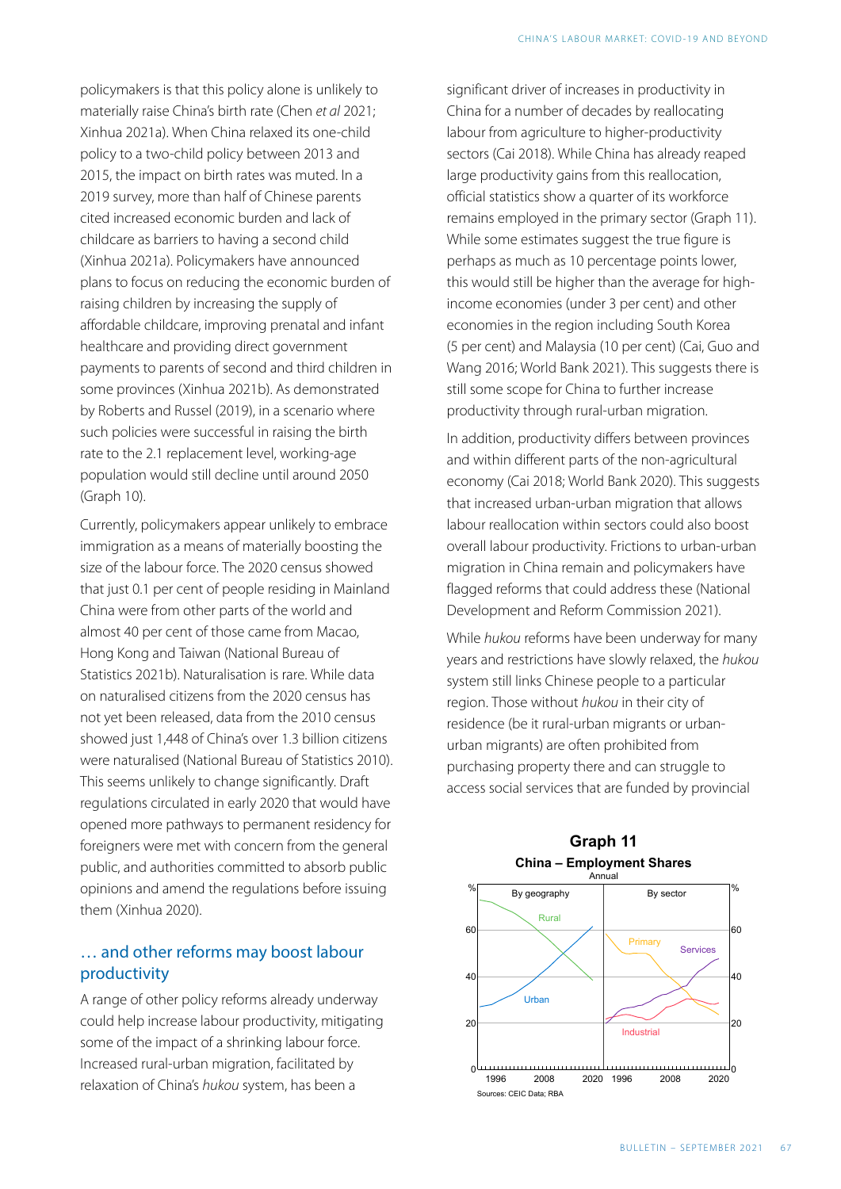policymakers is that this policy alone is unlikely to materially raise China's birth rate (Chen *et al* 2021; Xinhua 2021a). When China relaxed its one-child policy to a two-child policy between 2013 and 2015, the impact on birth rates was muted. In a 2019 survey, more than half of Chinese parents cited increased economic burden and lack of childcare as barriers to having a second child (Xinhua 2021a). Policymakers have announced plans to focus on reducing the economic burden of raising children by increasing the supply of affordable childcare, improving prenatal and infant healthcare and providing direct government payments to parents of second and third children in some provinces (Xinhua 2021b). As demonstrated by Roberts and Russel (2019), in a scenario where such policies were successful in raising the birth rate to the 2.1 replacement level, working-age population would still decline until around 2050 (Graph 10).

Currently, policymakers appear unlikely to embrace immigration as a means of materially boosting the size of the labour force. The 2020 census showed that just 0.1 per cent of people residing in Mainland China were from other parts of the world and almost 40 per cent of those came from Macao, Hong Kong and Taiwan (National Bureau of Statistics 2021b). Naturalisation is rare. While data on naturalised citizens from the 2020 census has not yet been released, data from the 2010 census showed just 1,448 of China's over 1.3 billion citizens were naturalised (National Bureau of Statistics 2010). This seems unlikely to change significantly. Draft regulations circulated in early 2020 that would have opened more pathways to permanent residency for foreigners were met with concern from the general public, and authorities committed to absorb public opinions and amend the regulations before issuing them (Xinhua 2020).

## … and other reforms may boost labour productivity

A range of other policy reforms already underway could help increase labour productivity, mitigating some of the impact of a shrinking labour force. Increased rural-urban migration, facilitated by relaxation of China's *hukou* system, has been a significant driver of increases in productivity in China for a number of decades by reallocating labour from agriculture to higher-productivity sectors (Cai 2018). While China has already reaped large productivity gains from this reallocation, official statistics show a quarter of its workforce remains employed in the primary sector (Graph 11). While some estimates suggest the true figure is perhaps as much as 10 percentage points lower, this would still be higher than the average for high-income economies (under 3 per cent) and other economies in the region including South Korea (5 per cent) and Malaysia (10 per cent) (Cai, Guo and Wang 2016; World Bank 2021). This suggests there is still some scope for China to further increase productivity through rural-urban migration.

In addition, productivity differs between provinces and within different parts of the non-agricultural economy (Cai 2018; World Bank 2020). This suggests that increased urban-urban migration that allows labour reallocation within sectors could also boost overall labour productivity. Frictions to urban-urban migration in China remain and policymakers have flagged reforms that could address these (National Development and Reform Commission 2021).

While *hukou* reforms have been underway for many years and restrictions have slowly relaxed, the *hukou* system still links Chinese people to a particular region. Those without *hukou* in their city of residence (be it rural-urban migrants or urban-urban migrants) are often prohibited from purchasing property there and can struggle to access social services that are funded by provincial

**Graph 11**
**China – Employment Shares**
Annual

Sources: CEIC Data; RBA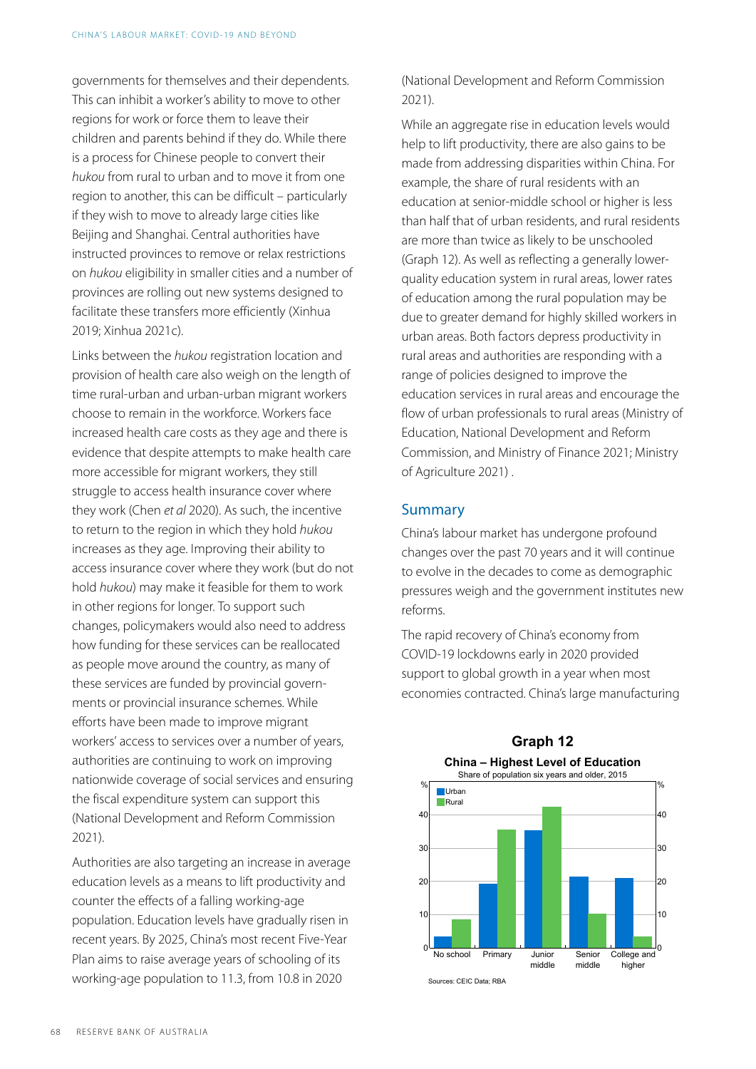governments for themselves and their dependents. This can inhibit a worker's ability to move to other regions for work or force them to leave their children and parents behind if they do. While there is a process for Chinese people to convert their *hukou* from rural to urban and to move it from one region to another, this can be difficult – particularly if they wish to move to already large cities like Beijing and Shanghai. Central authorities have instructed provinces to remove or relax restrictions on *hukou* eligibility in smaller cities and a number of provinces are rolling out new systems designed to facilitate these transfers more efficiently (Xinhua 2019; Xinhua 2021c).

Links between the *hukou* registration location and provision of health care also weigh on the length of time rural-urban and urban-urban migrant workers choose to remain in the workforce. Workers face increased health care costs as they age and there is evidence that despite attempts to make health care more accessible for migrant workers, they still struggle to access health insurance cover where they work (Chen *et al* 2020). As such, the incentive to return to the region in which they hold *hukou* increases as they age. Improving their ability to access insurance cover where they work (but do not hold *hukou*) may make it feasible for them to work in other regions for longer. To support such changes, policymakers would also need to address how funding for these services can be reallocated as people move around the country, as many of these services are funded by provincial governments or provincial insurance schemes. While efforts have been made to improve migrant workers' access to services over a number of years, authorities are continuing to work on improving nationwide coverage of social services and ensuring the fiscal expenditure system can support this (National Development and Reform Commission 2021).

Authorities are also targeting an increase in average education levels as a means to lift productivity and counter the effects of a falling working-age population. Education levels have gradually risen in recent years. By 2025, China's most recent Five-Year Plan aims to raise average years of schooling of its working-age population to 11.3, from 10.8 in 2020 (National Development and Reform Commission 2021).

While an aggregate rise in education levels would help to lift productivity, there are also gains to be made from addressing disparities within China. For example, the share of rural residents with an education at senior-middle school or higher is less than half that of urban residents, and rural residents are more than twice as likely to be unschooled (Graph 12). As well as reflecting a generally lower-quality education system in rural areas, lower rates of education among the rural population may be due to greater demand for highly skilled workers in urban areas. Both factors depress productivity in rural areas and authorities are responding with a range of policies designed to improve the education services in rural areas and encourage the flow of urban professionals to rural areas (Ministry of Education, National Development and Reform Commission, and Ministry of Finance 2021; Ministry of Agriculture 2021) .

## Summary

China's labour market has undergone profound changes over the past 70 years and it will continue to evolve in the decades to come as demographic pressures weigh and the government institutes new reforms.

The rapid recovery of China's economy from COVID-19 lockdowns early in 2020 provided support to global growth in a year when most economies contracted. China's large manufacturing

**Graph 12**

**China – Highest Level of Education**

Share of population six years and older, 2015

Sources: CEIC Data; RBA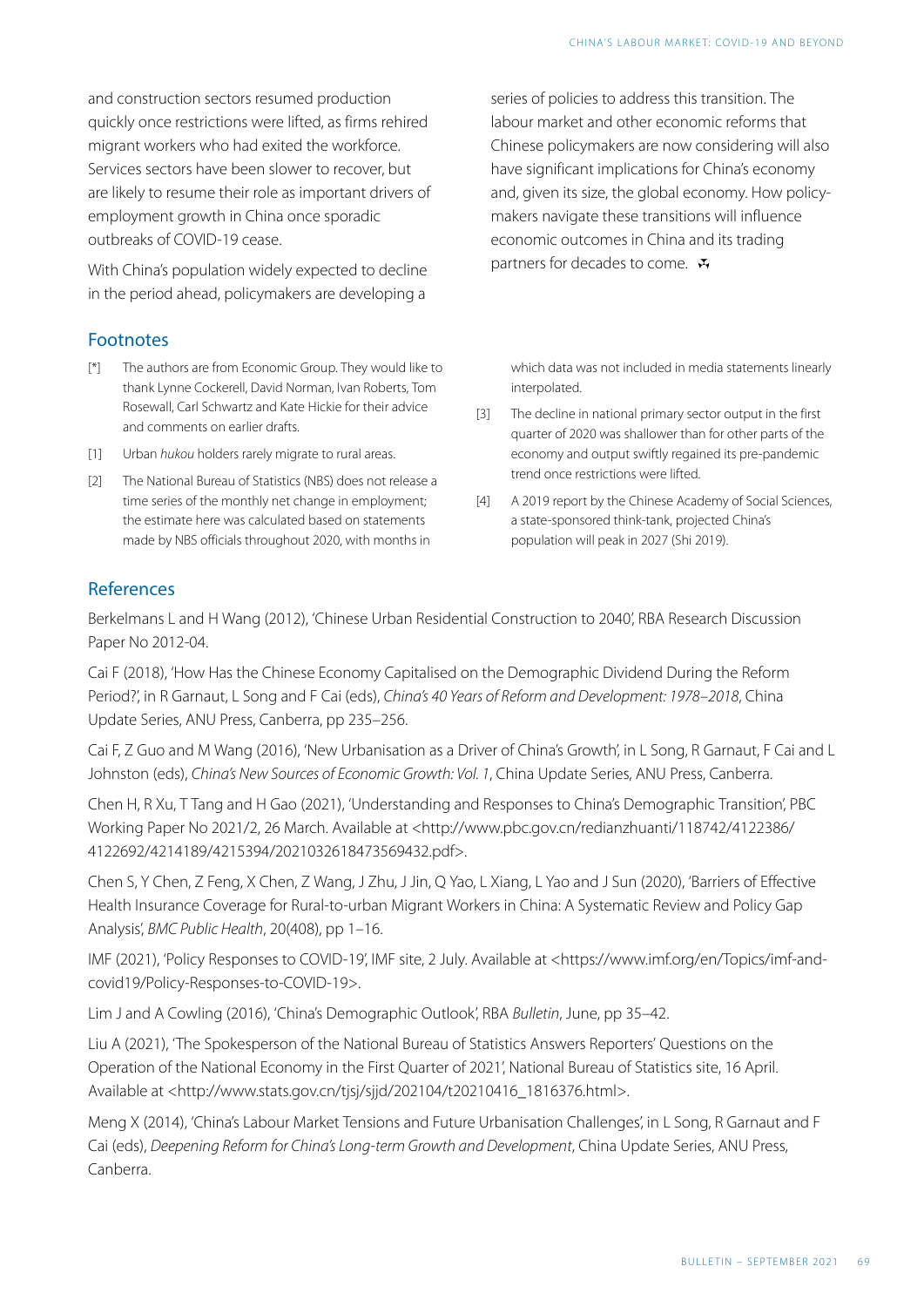and construction sectors resumed production quickly once restrictions were lifted, as firms rehired migrant workers who had exited the workforce. Services sectors have been slower to recover, but are likely to resume their role as important drivers of employment growth in China once sporadic outbreaks of COVID-19 cease.

With China's population widely expected to decline in the period ahead, policymakers are developing a series of policies to address this transition. The labour market and other economic reforms that Chinese policymakers are now considering will also have significant implications for China's economy and, given its size, the global economy. How policymakers navigate these transitions will influence economic outcomes in China and its trading partners for decades to come.

## Footnotes

[*] The authors are from Economic Group. They would like to thank Lynne Cockerell, David Norman, Ivan Roberts, Tom Rosewall, Carl Schwartz and Kate Hickie for their advice and comments on earlier drafts.

[1] Urban *hukou* holders rarely migrate to rural areas.

[2] The National Bureau of Statistics (NBS) does not release a time series of the monthly net change in employment; the estimate here was calculated based on statements made by NBS officials throughout 2020, with months in which data was not included in media statements linearly interpolated.

[3] The decline in national primary sector output in the first quarter of 2020 was shallower than for other parts of the economy and output swiftly regained its pre-pandemic trend once restrictions were lifted.

[4] A 2019 report by the Chinese Academy of Social Sciences, a state-sponsored think-tank, projected China's population will peak in 2027 (Shi 2019).

## References

Berkelmans L and H Wang (2012), 'Chinese Urban Residential Construction to 2040', RBA Research Discussion Paper No 2012-04.

Cai F (2018), 'How Has the Chinese Economy Capitalised on the Demographic Dividend During the Reform Period?', in R Garnaut, L Song and F Cai (eds), *China's 40 Years of Reform and Development: 1978–2018*, China Update Series, ANU Press, Canberra, pp 235–256.

Cai F, Z Guo and M Wang (2016), 'New Urbanisation as a Driver of China's Growth', in L Song, R Garnaut, F Cai and L Johnston (eds), *China's New Sources of Economic Growth: Vol. 1*, China Update Series, ANU Press, Canberra.

Chen H, R Xu, T Tang and H Gao (2021), 'Understanding and Responses to China's Demographic Transition', PBC Working Paper No 2021/2, 26 March. Available at <http://www.pbc.gov.cn/redianzhuanti/118742/4122386/4122692/4214189/4215394/2021032618473569432.pdf>.

Chen S, Y Chen, Z Feng, X Chen, Z Wang, J Zhu, J Jin, Q Yao, L Xiang, L Yao and J Sun (2020), 'Barriers of Effective Health Insurance Coverage for Rural-to-urban Migrant Workers in China: A Systematic Review and Policy Gap Analysis', *BMC Public Health*, 20(408), pp 1–16.

IMF (2021), 'Policy Responses to COVID-19', IMF site, 2 July. Available at <https://www.imf.org/en/Topics/imf-and-covid19/Policy-Responses-to-COVID-19>.

Lim J and A Cowling (2016), 'China's Demographic Outlook', RBA *Bulletin*, June, pp 35–42.

Liu A (2021), 'The Spokesperson of the National Bureau of Statistics Answers Reporters' Questions on the Operation of the National Economy in the First Quarter of 2021', National Bureau of Statistics site, 16 April. Available at <http://www.stats.gov.cn/tjsj/sjjd/202104/t20210416_1816376.html>.

Meng X (2014), 'China's Labour Market Tensions and Future Urbanisation Challenges', in L Song, R Garnaut and F Cai (eds), *Deepening Reform for China's Long-term Growth and Development*, China Update Series, ANU Press, Canberra.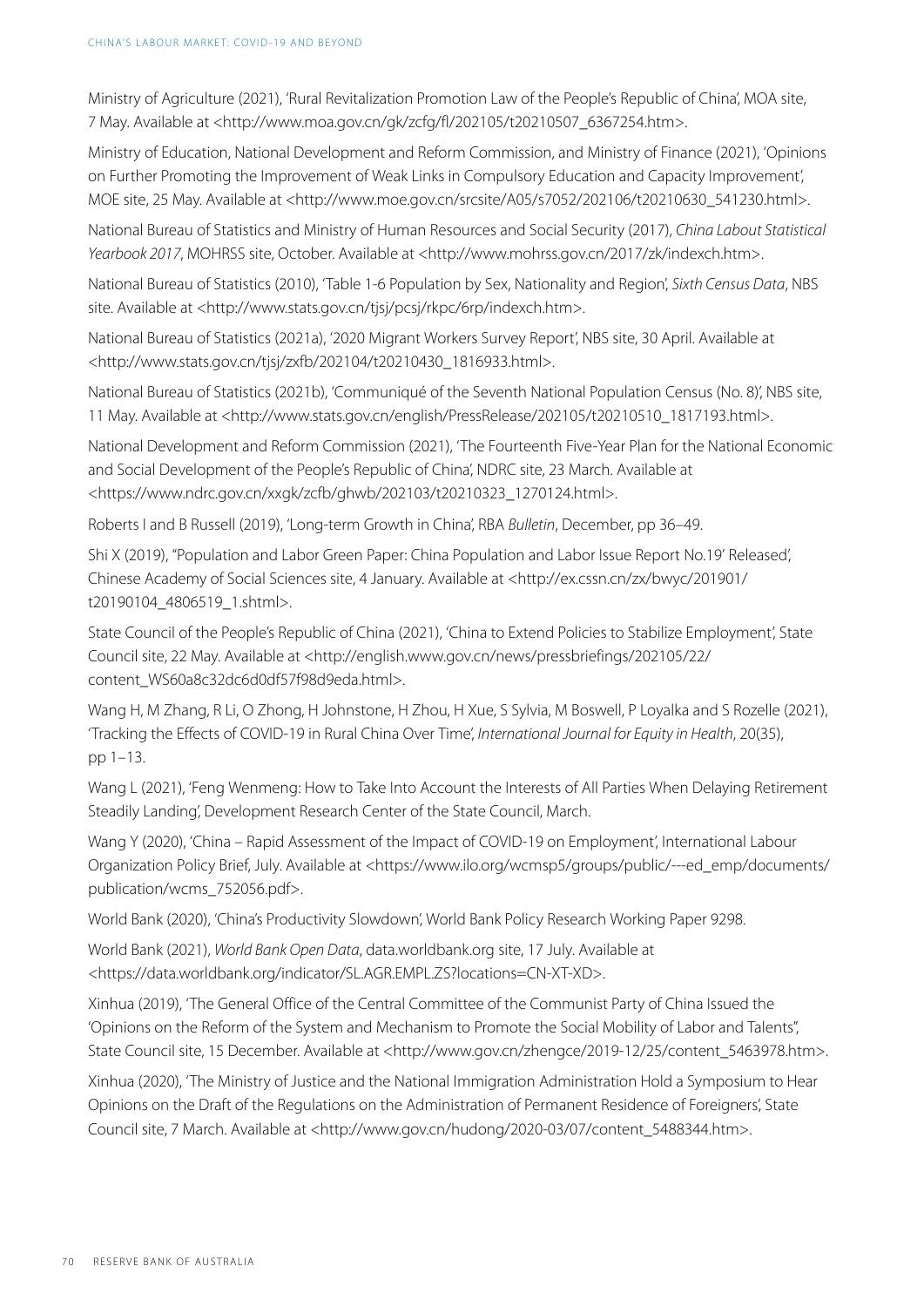Ministry of Agriculture (2021), 'Rural Revitalization Promotion Law of the People's Republic of China', MOA site, 7 May. Available at <http://www.moa.gov.cn/gk/zcfg/fl/202105/t20210507_6367254.htm>.

Ministry of Education, National Development and Reform Commission, and Ministry of Finance (2021), 'Opinions on Further Promoting the Improvement of Weak Links in Compulsory Education and Capacity Improvement', MOE site, 25 May. Available at <http://www.moe.gov.cn/srcsite/A05/s7052/202106/t20210630_541230.html>.

National Bureau of Statistics and Ministry of Human Resources and Social Security (2017), *China Labout Statistical Yearbook 2017*, MOHRSS site, October. Available at <http://www.mohrss.gov.cn/2017/zk/indexch.htm>.

National Bureau of Statistics (2010), 'Table 1-6 Population by Sex, Nationality and Region', *Sixth Census Data*, NBS site. Available at <http://www.stats.gov.cn/tjsj/pcsj/rkpc/6rp/indexch.htm>.

National Bureau of Statistics (2021a), '2020 Migrant Workers Survey Report', NBS site, 30 April. Available at <http://www.stats.gov.cn/tjsj/zxfb/202104/t20210430_1816933.html>.

National Bureau of Statistics (2021b), 'Communiqué of the Seventh National Population Census (No. 8)', NBS site, 11 May. Available at <http://www.stats.gov.cn/english/PressRelease/202105/t20210510_1817193.html>.

National Development and Reform Commission (2021), 'The Fourteenth Five-Year Plan for the National Economic and Social Development of the People's Republic of China', NDRC site, 23 March. Available at <https://www.ndrc.gov.cn/xxgk/zcfb/ghwb/202103/t20210323_1270124.html>.

Roberts I and B Russell (2019), 'Long-term Growth in China', RBA *Bulletin*, December, pp 36–49.

Shi X (2019), ''Population and Labor Green Paper: China Population and Labor Issue Report No.19' Released', Chinese Academy of Social Sciences site, 4 January. Available at <http://ex.cssn.cn/zx/bwyc/201901/t20190104_4806519_1.shtml>.

State Council of the People's Republic of China (2021), 'China to Extend Policies to Stabilize Employment', State Council site, 22 May. Available at <http://english.www.gov.cn/news/pressbriefings/202105/22/content_WS60a8c32dc6d0df57f98d9eda.html>.

Wang H, M Zhang, R Li, O Zhong, H Johnstone, H Zhou, H Xue, S Sylvia, M Boswell, P Loyalka and S Rozelle (2021), 'Tracking the Effects of COVID-19 in Rural China Over Time', *International Journal for Equity in Health*, 20(35), pp 1–13.

Wang L (2021), 'Feng Wenmeng: How to Take Into Account the Interests of All Parties When Delaying Retirement Steadily Landing', Development Research Center of the State Council, March.

Wang Y (2020), 'China – Rapid Assessment of the Impact of COVID-19 on Employment', International Labour Organization Policy Brief, July. Available at <https://www.ilo.org/wcmsp5/groups/public/---ed_emp/documents/publication/wcms_752056.pdf>.

World Bank (2020), 'China's Productivity Slowdown', World Bank Policy Research Working Paper 9298.

World Bank (2021), *World Bank Open Data*, data.worldbank.org site, 17 July. Available at <https://data.worldbank.org/indicator/SL.AGR.EMPL.ZS?locations=CN-XT-XD>.

Xinhua (2019), 'The General Office of the Central Committee of the Communist Party of China Issued the 'Opinions on the Reform of the System and Mechanism to Promote the Social Mobility of Labor and Talents'', State Council site, 15 December. Available at <http://www.gov.cn/zhengce/2019-12/25/content_5463978.htm>.

Xinhua (2020), 'The Ministry of Justice and the National Immigration Administration Hold a Symposium to Hear Opinions on the Draft of the Regulations on the Administration of Permanent Residence of Foreigners', State Council site, 7 March. Available at <http://www.gov.cn/hudong/2020-03/07/content_5488344.htm>.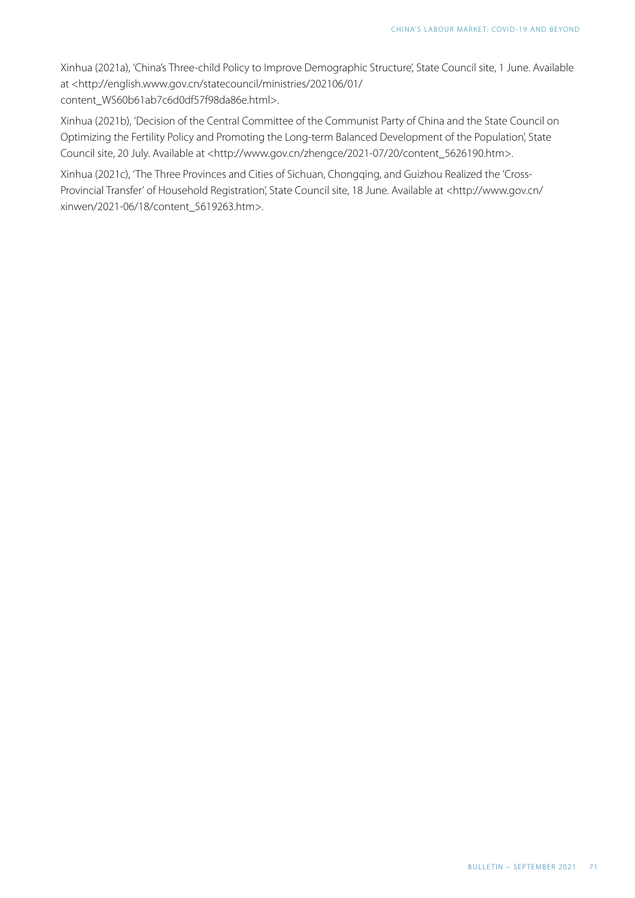Xinhua (2021a), 'China's Three-child Policy to Improve Demographic Structure', State Council site, 1 June. Available at <http://english.www.gov.cn/statecouncil/ministries/202106/01/content_WS60b61ab7c6d0df57f98da86e.html>.

Xinhua (2021b), 'Decision of the Central Committee of the Communist Party of China and the State Council on Optimizing the Fertility Policy and Promoting the Long-term Balanced Development of the Population', State Council site, 20 July. Available at <http://www.gov.cn/zhengce/2021-07/20/content_5626190.htm>.

Xinhua (2021c), 'The Three Provinces and Cities of Sichuan, Chongqing, and Guizhou Realized the 'Cross-Provincial Transfer' of Household Registration', State Council site, 18 June. Available at <http://www.gov.cn/xinwen/2021-06/18/content_5619263.htm>.